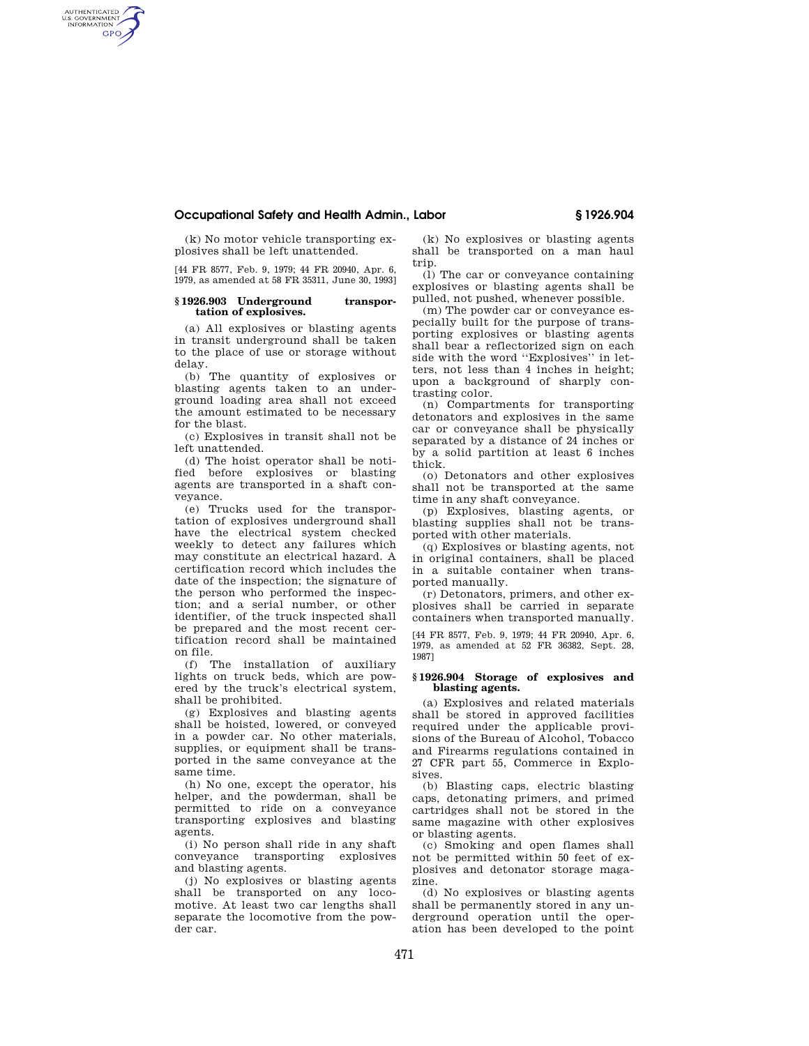(k) No motor vehicle transporting explosives shall be left unattended.

[44 FR 8577, Feb. 9, 1979; 44 FR 20940, Apr. 6, 1979, as amended at 58 FR 35311, June 30, 1993]

### § 1926.903 Underground transportation of explosives.

(a) All explosives or blasting agents in transit underground shall be taken to the place of use or storage without delay.

(b) The quantity of explosives or blasting agents taken to an underground loading area shall not exceed the amount estimated to be necessary for the blast.

(c) Explosives in transit shall not be left unattended.

(d) The hoist operator shall be notified before explosives or blasting agents are transported in a shaft conveyance.

(e) Trucks used for the transportation of explosives underground shall have the electrical system checked weekly to detect any failures which may constitute an electrical hazard. A certification record which includes the date of the inspection; the signature of the person who performed the inspection; and a serial number, or other identifier, of the truck inspected shall be prepared and the most recent certification record shall be maintained on file.

(f) The installation of auxiliary lights on truck beds, which are powered by the truck's electrical system, shall be prohibited.

(g) Explosives and blasting agents shall be hoisted, lowered, or conveyed in a powder car. No other materials, supplies, or equipment shall be transported in the same conveyance at the same time.

(h) No one, except the operator, his helper, and the powderman, shall be permitted to ride on a conveyance transporting explosives and blasting agents.

(i) No person shall ride in any shaft conveyance transporting explosives and blasting agents.

(j) No explosives or blasting agents shall be transported on any locomotive. At least two car lengths shall separate the locomotive from the powder car.

(k) No explosives or blasting agents shall be transported on a man haul trip.

(l) The car or conveyance containing explosives or blasting agents shall be pulled, not pushed, whenever possible.

(m) The powder car or conveyance especially built for the purpose of transporting explosives or blasting agents shall bear a reflectorized sign on each side with the word ''Explosives'' in letters, not less than 4 inches in height; upon a background of sharply contrasting color.

(n) Compartments for transporting detonators and explosives in the same car or conveyance shall be physically separated by a distance of 24 inches or by a solid partition at least 6 inches thick.

(o) Detonators and other explosives shall not be transported at the same time in any shaft conveyance.

(p) Explosives, blasting agents, or blasting supplies shall not be transported with other materials.

(q) Explosives or blasting agents, not in original containers, shall be placed in a suitable container when transported manually.

(r) Detonators, primers, and other explosives shall be carried in separate containers when transported manually.

[44 FR 8577, Feb. 9, 1979; 44 FR 20940, Apr. 6, 1979, as amended at 52 FR 36382, Sept. 28, 1987]

### § 1926.904 Storage of explosives and blasting agents.

(a) Explosives and related materials shall be stored in approved facilities required under the applicable provisions of the Bureau of Alcohol, Tobacco and Firearms regulations contained in 27 CFR part 55, Commerce in Explosives.

(b) Blasting caps, electric blasting caps, detonating primers, and primed cartridges shall not be stored in the same magazine with other explosives or blasting agents.

(c) Smoking and open flames shall not be permitted within 50 feet of explosives and detonator storage magazine.

(d) No explosives or blasting agents shall be permanently stored in any underground operation until the operation has been developed to the point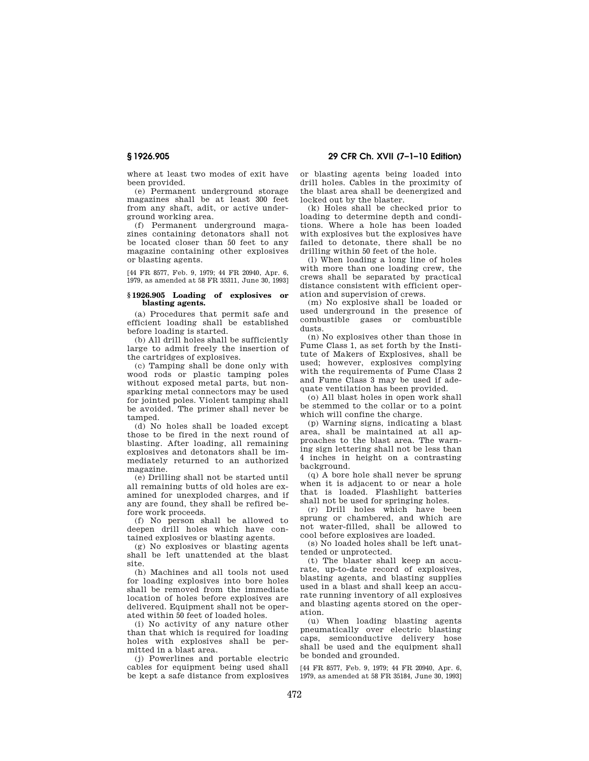where at least two modes of exit have been provided.

(e) Permanent underground storage magazines shall be at least 300 feet from any shaft, adit, or active underground working area.

(f) Permanent underground magazines containing detonators shall not be located closer than 50 feet to any magazine containing other explosives or blasting agents.

[44 FR 8577, Feb. 9, 1979; 44 FR 20940, Apr. 6, 1979, as amended at 58 FR 35311, June 30, 1993]

## § 1926.905 Loading of explosives or blasting agents.

(a) Procedures that permit safe and efficient loading shall be established before loading is started.

(b) All drill holes shall be sufficiently large to admit freely the insertion of the cartridges of explosives.

(c) Tamping shall be done only with wood rods or plastic tamping poles without exposed metal parts, but non-sparking metal connectors may be used for jointed poles. Violent tamping shall be avoided. The primer shall never be tamped.

(d) No holes shall be loaded except those to be fired in the next round of blasting. After loading, all remaining explosives and detonators shall be immediately returned to an authorized magazine.

(e) Drilling shall not be started until all remaining butts of old holes are examined for unexploded charges, and if any are found, they shall be refired before work proceeds.

(f) No person shall be allowed to deepen drill holes which have contained explosives or blasting agents.

(g) No explosives or blasting agents shall be left unattended at the blast site.

(h) Machines and all tools not used for loading explosives into bore holes shall be removed from the immediate location of holes before explosives are delivered. Equipment shall not be operated within 50 feet of loaded holes.

(i) No activity of any nature other than that which is required for loading holes with explosives shall be permitted in a blast area.

(j) Powerlines and portable electric cables for equipment being used shall be kept a safe distance from explosives or blasting agents being loaded into drill holes. Cables in the proximity of the blast area shall be deenergized and locked out by the blaster.

(k) Holes shall be checked prior to loading to determine depth and conditions. Where a hole has been loaded with explosives but the explosives have failed to detonate, there shall be no drilling within 50 feet of the hole.

(l) When loading a long line of holes with more than one loading crew, the crews shall be separated by practical distance consistent with efficient operation and supervision of crews.

(m) No explosive shall be loaded or used underground in the presence of combustible gases or combustible dusts.

(n) No explosives other than those in Fume Class 1, as set forth by the Institute of Makers of Explosives, shall be used; however, explosives complying with the requirements of Fume Class 2 and Fume Class 3 may be used if adequate ventilation has been provided.

(o) All blast holes in open work shall be stemmed to the collar or to a point which will confine the charge.

(p) Warning signs, indicating a blast area, shall be maintained at all approaches to the blast area. The warning sign lettering shall not be less than 4 inches in height on a contrasting background.

(q) A bore hole shall never be sprung when it is adjacent to or near a hole that is loaded. Flashlight batteries shall not be used for springing holes.

(r) Drill holes which have been sprung or chambered, and which are not water-filled, shall be allowed to cool before explosives are loaded.

(s) No loaded holes shall be left unattended or unprotected.

(t) The blaster shall keep an accurate, up-to-date record of explosives, blasting agents, and blasting supplies used in a blast and shall keep an accurate running inventory of all explosives and blasting agents stored on the operation.

(u) When loading blasting agents pneumatically over electric blasting caps, semiconductive delivery hose shall be used and the equipment shall be bonded and grounded.

[44 FR 8577, Feb. 9, 1979; 44 FR 20940, Apr. 6, 1979, as amended at 58 FR 35184, June 30, 1993]